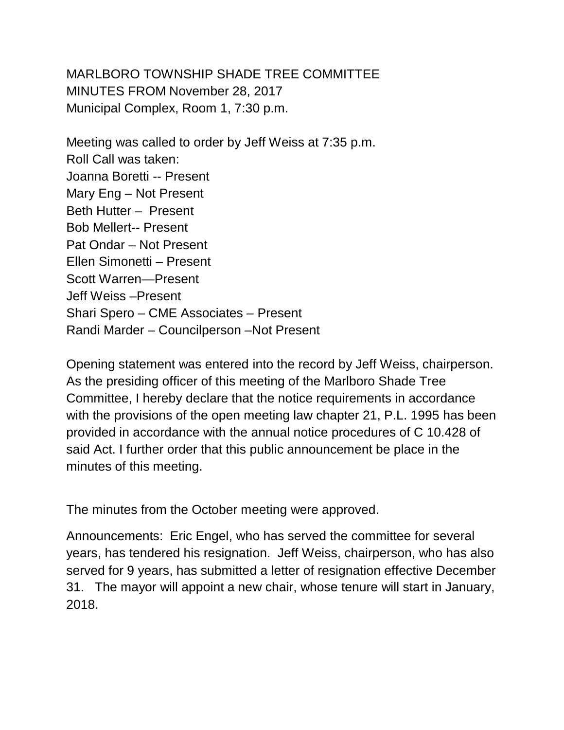MARLBORO TOWNSHIP SHADE TREE COMMITTEE
MINUTES FROM November 28, 2017
Municipal Complex, Room 1, 7:30 p.m.

Meeting was called to order by Jeff Weiss at 7:35 p.m.
Roll Call was taken:
Joanna Boretti -- Present
Mary Eng – Not Present
Beth Hutter – Present
Bob Mellert-- Present
Pat Ondar – Not Present
Ellen Simonetti – Present
Scott Warren—Present
Jeff Weiss –Present
Shari Spero – CME Associates – Present
Randi Marder – Councilperson –Not Present

Opening statement was entered into the record by Jeff Weiss, chairperson. As the presiding officer of this meeting of the Marlboro Shade Tree Committee, I hereby declare that the notice requirements in accordance with the provisions of the open meeting law chapter 21, P.L. 1995 has been provided in accordance with the annual notice procedures of C 10.428 of said Act. I further order that this public announcement be place in the minutes of this meeting.

The minutes from the October meeting were approved.

Announcements: Eric Engel, who has served the committee for several years, has tendered his resignation. Jeff Weiss, chairperson, who has also served for 9 years, has submitted a letter of resignation effective December 31. The mayor will appoint a new chair, whose tenure will start in January, 2018.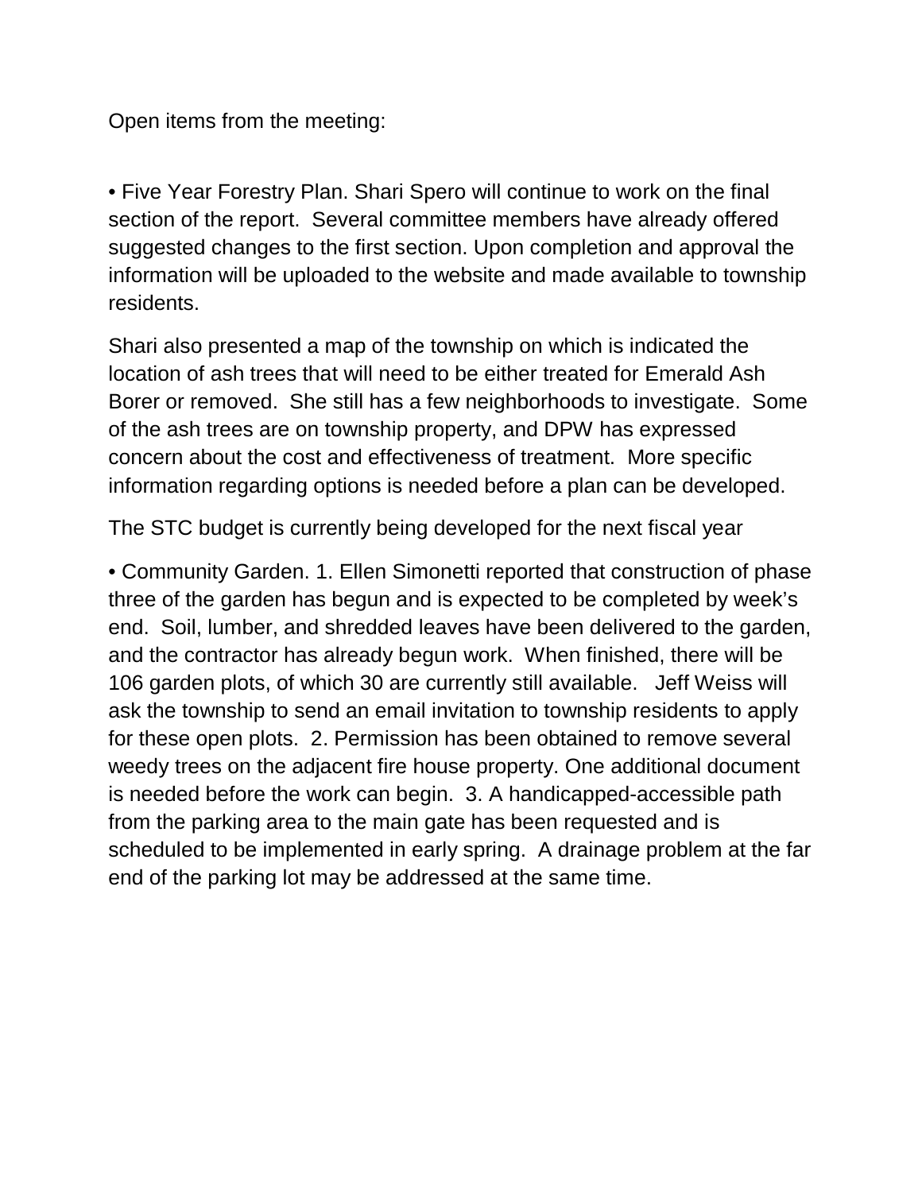Open items from the meeting:

• Five Year Forestry Plan. Shari Spero will continue to work on the final section of the report. Several committee members have already offered suggested changes to the first section. Upon completion and approval the information will be uploaded to the website and made available to township residents.

Shari also presented a map of the township on which is indicated the location of ash trees that will need to be either treated for Emerald Ash Borer or removed. She still has a few neighborhoods to investigate. Some of the ash trees are on township property, and DPW has expressed concern about the cost and effectiveness of treatment. More specific information regarding options is needed before a plan can be developed.

The STC budget is currently being developed for the next fiscal year

• Community Garden. 1. Ellen Simonetti reported that construction of phase three of the garden has begun and is expected to be completed by week's end. Soil, lumber, and shredded leaves have been delivered to the garden, and the contractor has already begun work. When finished, there will be 106 garden plots, of which 30 are currently still available. Jeff Weiss will ask the township to send an email invitation to township residents to apply for these open plots. 2. Permission has been obtained to remove several weedy trees on the adjacent fire house property. One additional document is needed before the work can begin. 3. A handicapped-accessible path from the parking area to the main gate has been requested and is scheduled to be implemented in early spring. A drainage problem at the far end of the parking lot may be addressed at the same time.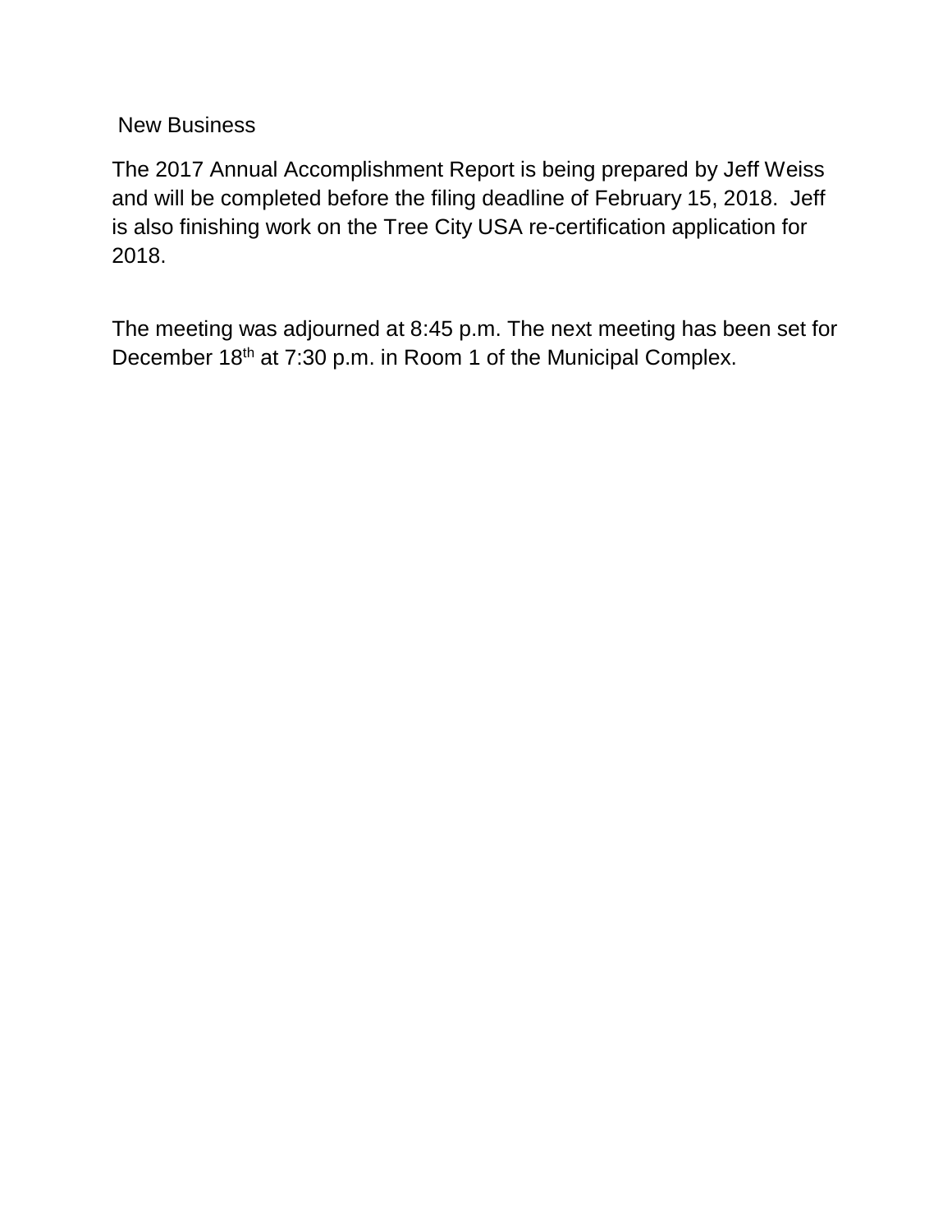New Business

The 2017 Annual Accomplishment Report is being prepared by Jeff Weiss and will be completed before the filing deadline of February 15, 2018. Jeff is also finishing work on the Tree City USA re-certification application for 2018.

The meeting was adjourned at 8:45 p.m. The next meeting has been set for December 18th at 7:30 p.m. in Room 1 of the Municipal Complex.